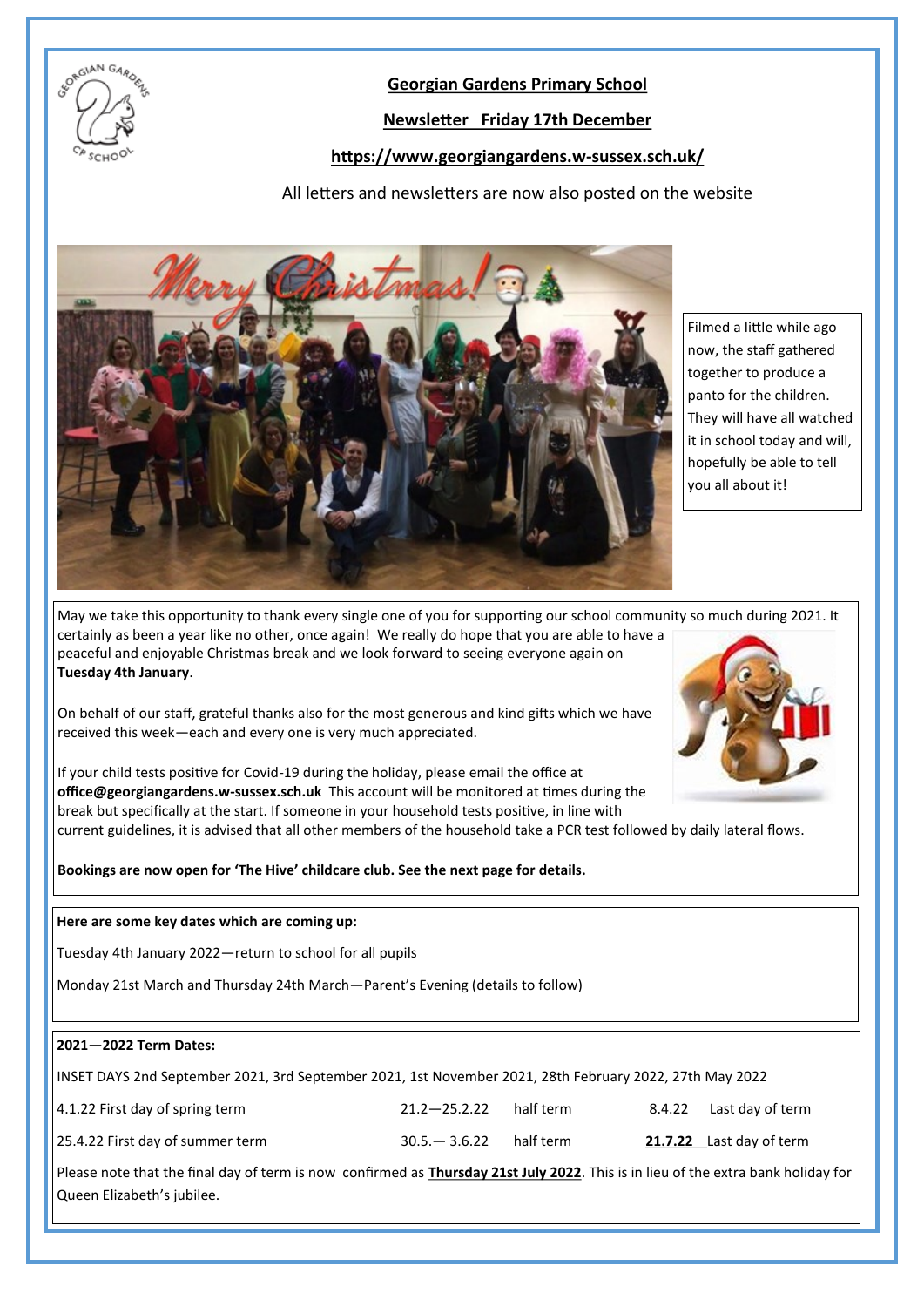**Georgian Gardens Primary School**

**Newsletter Friday 17th December**

**https://www.georgiangardens.w-sussex.sch.uk/**

All letters and newsletters are now also posted on the website

Filmed a little while ago now, the staff gathered together to produce a panto for the children. They will have all watched it in school today and will, hopefully be able to tell you all about it!

May we take this opportunity to thank every single one of you for supporting our school community so much during 2021. It certainly as been a year like no other, once again! We really do hope that you are able to have a peaceful and enjoyable Christmas break and we look forward to seeing everyone again on **Tuesday 4th January**.

On behalf of our staff, grateful thanks also for the most generous and kind gifts which we have received this week—each and every one is very much appreciated.

If your child tests positive for Covid-19 during the holiday, please email the office at **office@georgiangardens.w-sussex.sch.uk** This account will be monitored at times during the break but specifically at the start. If someone in your household tests positive, in line with current guidelines, it is advised that all other members of the household take a PCR test followed by daily lateral flows.

**Bookings are now open for 'The Hive' childcare club. See the next page for details.**

**Here are some key dates which are coming up:**

Tuesday 4th January 2022—return to school for all pupils

Monday 21st March and Thursday 24th March—Parent's Evening (details to follow)

**2021—2022 Term Dates:**

INSET DAYS 2nd September 2021, 3rd September 2021, 1st November 2021, 28th February 2022, 27th May 2022

| | | | | |
|---|---|---|---|---|
| 4.1.22 First day of spring term | 21.2—25.2.22 | half term | 8.4.22 | Last day of term |
| 25.4.22 First day of summer term | 30.5.— 3.6.22 | half term | **21.7.22** | Last day of term |

Please note that the final day of term is now confirmed as **Thursday 21st July 2022**. This is in lieu of the extra bank holiday for Queen Elizabeth's jubilee.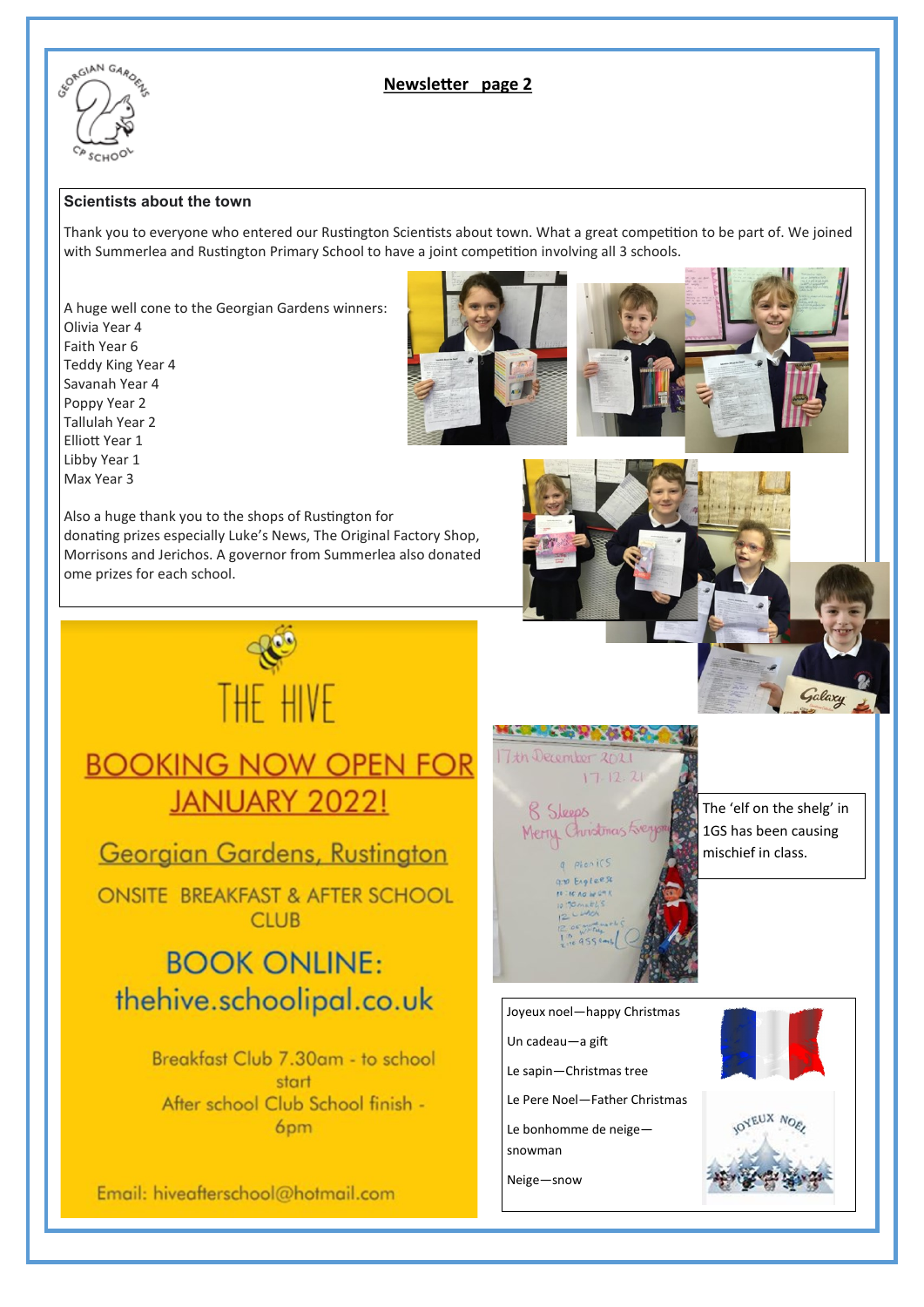## Newsletter page 2

### Scientists about the town

Thank you to everyone who entered our Rustington Scientists about town. What a great competition to be part of. We joined with Summerlea and Rustington Primary School to have a joint competition involving all 3 schools.

A huge well cone to the Georgian Gardens winners:
Olivia Year 4
Faith Year 6
Teddy King Year 4
Savanah Year 4
Poppy Year 2
Tallulah Year 2
Elliott Year 1
Libby Year 1
Max Year 3

Also a huge thank you to the shops of Rustington for donating prizes especially Luke's News, The Original Factory Shop, Morrisons and Jerichos. A governor from Summerlea also donated ome prizes for each school.

THE HIVE

BOOKING NOW OPEN FOR JANUARY 2022!

Georgian Gardens, Rustington

ONSITE BREAKFAST & AFTER SCHOOL CLUB

BOOK ONLINE:
thehive.schoolipal.co.uk

Breakfast Club 7.30am - to school start
After school Club School finish - 6pm

Email: hiveafterschool@hotmail.com

The 'elf on the shelg' in 1GS has been causing mischief in class.

Joyeux noel—happy Christmas

Un cadeau—a gift

Le sapin—Christmas tree

Le Pere Noel—Father Christmas

Le bonhomme de neige—snowman

Neige—snow